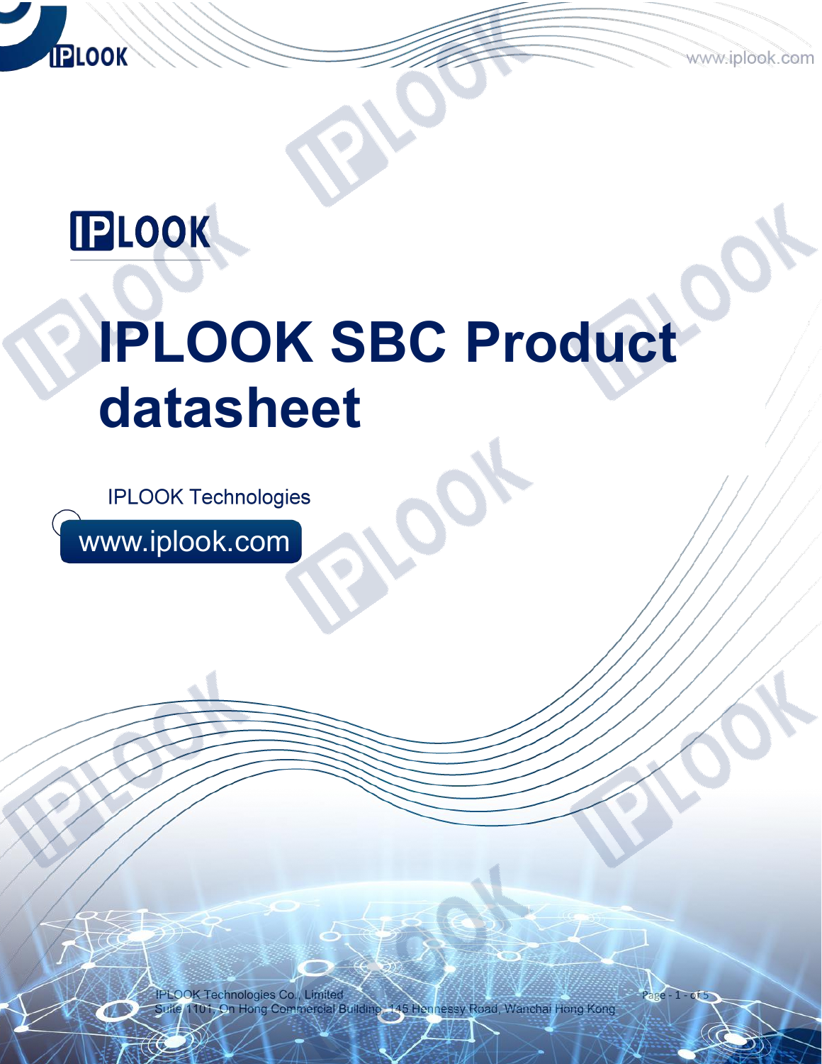IPLOOK

# IPLOOK SBC Product datasheet

IPLOOK Technologies

www.iplook.com

IPLOOK Technologies Co., Limited
Suite 1101, On Hong Commercial Building, 145 Hennessy Road, Wanchai Hong Kong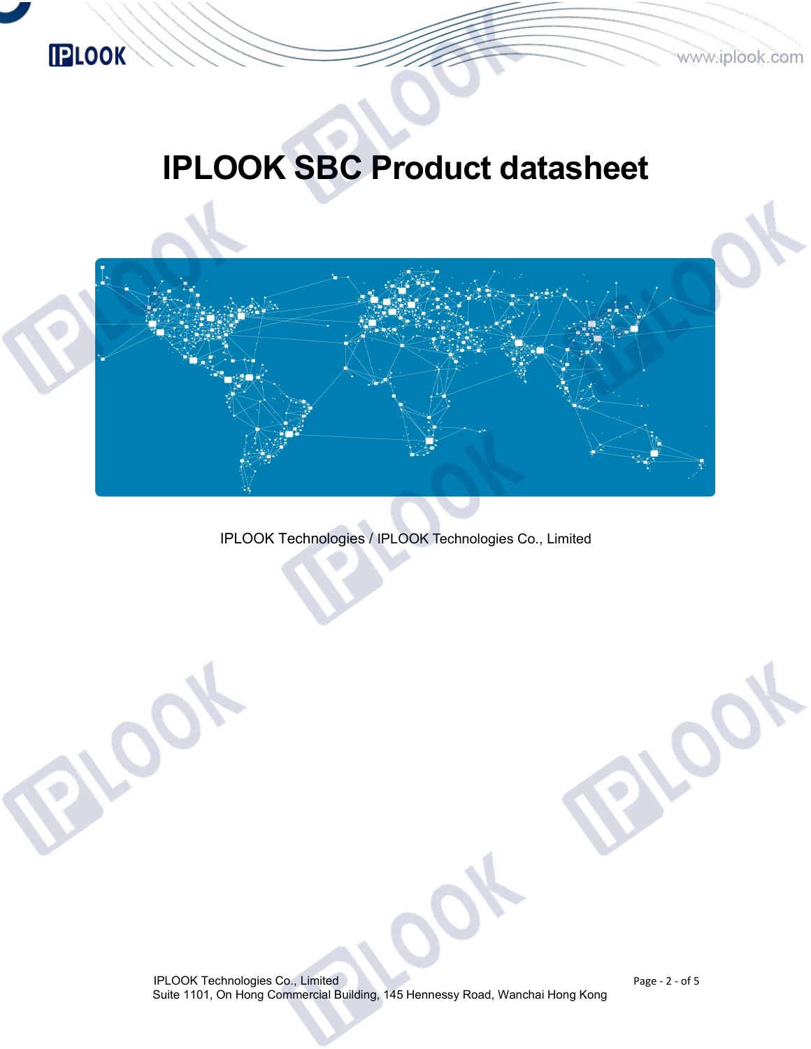# IPLOOK SBC Product datasheet

IPLOOK Technologies / IPLOOK Technologies Co., Limited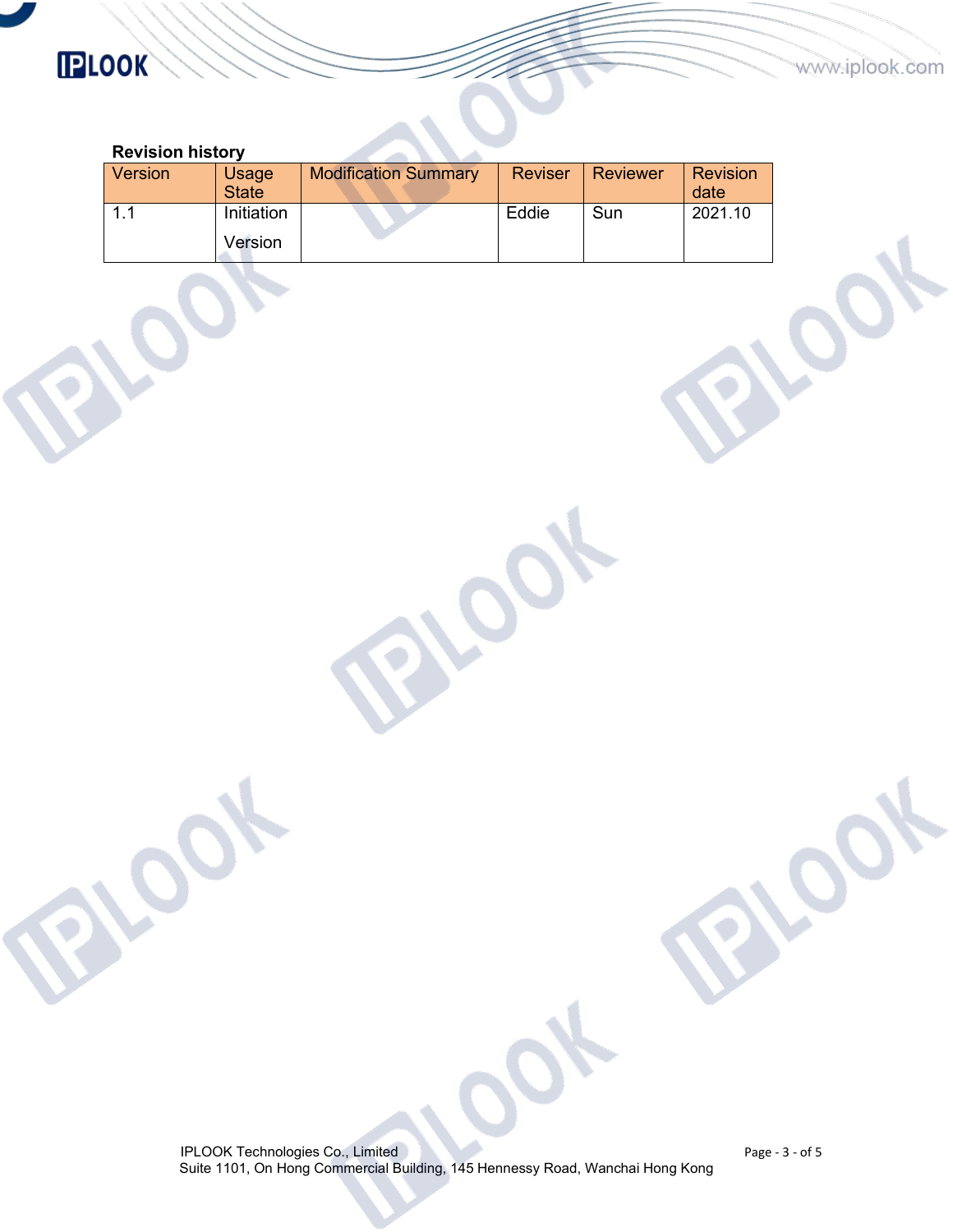**Revision history**

| Version | Usage State | Modification Summary | Reviser | Reviewer | Revision date |
|---|---|---|---|---|---|
| 1.1 | Initiation Version | | Eddie | Sun | 2021.10 |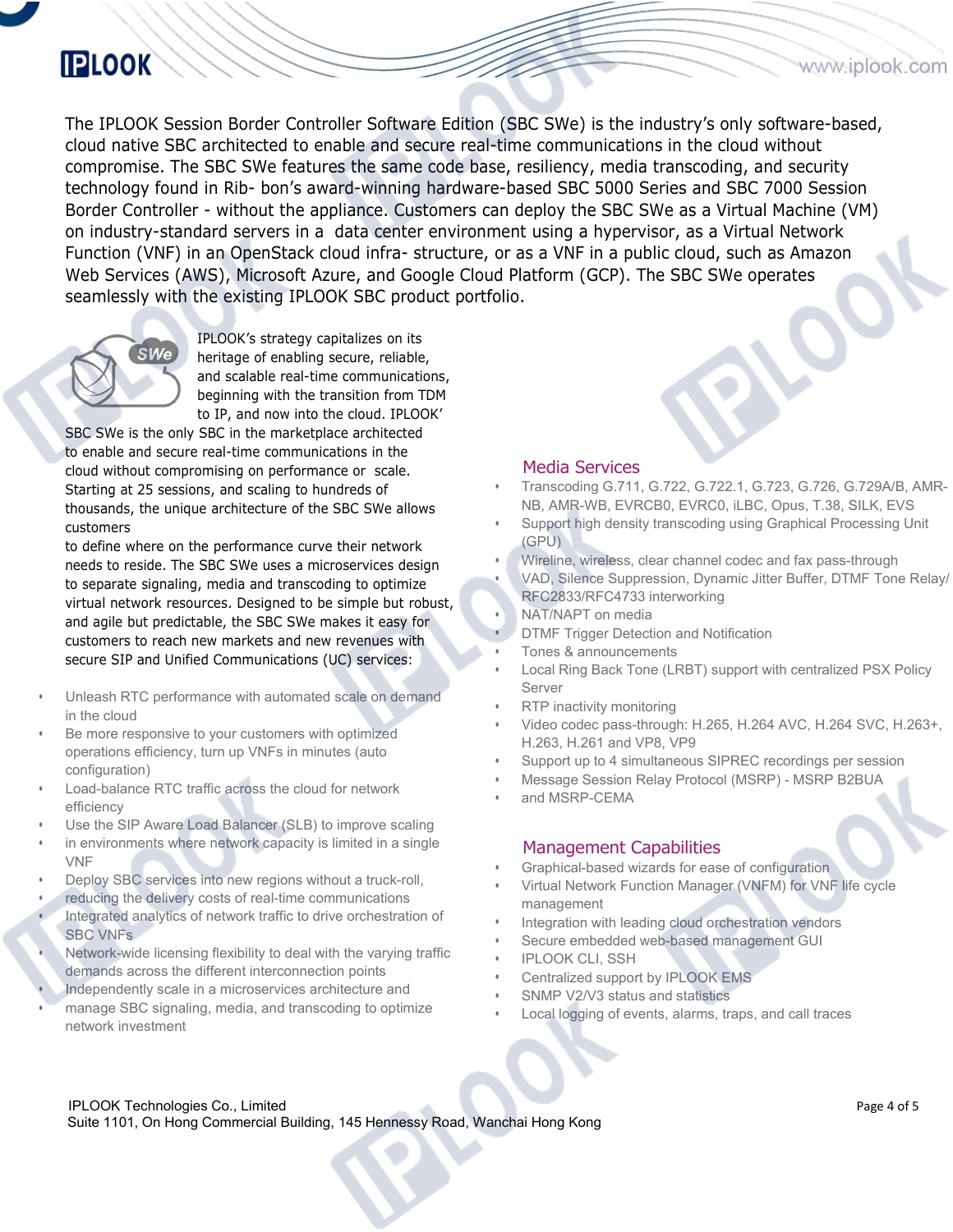The IPLOOK Session Border Controller Software Edition (SBC SWe) is the industry's only software-based, cloud native SBC architected to enable and secure real-time communications in the cloud without compromise. The SBC SWe features the same code base, resiliency, media transcoding, and security technology found in Rib- bon's award-winning hardware-based SBC 5000 Series and SBC 7000 Session Border Controller - without the appliance. Customers can deploy the SBC SWe as a Virtual Machine (VM) on industry-standard servers in a data center environment using a hypervisor, as a Virtual Network Function (VNF) in an OpenStack cloud infra- structure, or as a VNF in a public cloud, such as Amazon Web Services (AWS), Microsoft Azure, and Google Cloud Platform (GCP). The SBC SWe operates seamlessly with the existing IPLOOK SBC product portfolio.

IPLOOK's strategy capitalizes on its heritage of enabling secure, reliable, and scalable real-time communications, beginning with the transition from TDM to IP, and now into the cloud. IPLOOK' SBC SWe is the only SBC in the marketplace architected to enable and secure real-time communications in the cloud without compromising on performance or scale. Starting at 25 sessions, and scaling to hundreds of thousands, the unique architecture of the SBC SWe allows customers to define where on the performance curve their network needs to reside. The SBC SWe uses a microservices design to separate signaling, media and transcoding to optimize virtual network resources. Designed to be simple but robust, and agile but predictable, the SBC SWe makes it easy for customers to reach new markets and new revenues with secure SIP and Unified Communications (UC) services:

- Unleash RTC performance with automated scale on demand in the cloud
- Be more responsive to your customers with optimized operations efficiency, turn up VNFs in minutes (auto configuration)
- Load-balance RTC traffic across the cloud for network efficiency
- Use the SIP Aware Load Balancer (SLB) to improve scaling
- in environments where network capacity is limited in a single VNF
- Deploy SBC services into new regions without a truck-roll,
- reducing the delivery costs of real-time communications
- Integrated analytics of network traffic to drive orchestration of SBC VNFs
- Network-wide licensing flexibility to deal with the varying traffic demands across the different interconnection points
- Independently scale in a microservices architecture and
- manage SBC signaling, media, and transcoding to optimize network investment

## Media Services

- Transcoding G.711, G.722, G.722.1, G.723, G.726, G.729A/B, AMR-NB, AMR-WB, EVRCB0, EVRC0, iLBC, Opus, T.38, SILK, EVS
- Support high density transcoding using Graphical Processing Unit (GPU)
- Wireline, wireless, clear channel codec and fax pass-through
- VAD, Silence Suppression, Dynamic Jitter Buffer, DTMF Tone Relay/ RFC2833/RFC4733 interworking
- NAT/NAPT on media
- DTMF Trigger Detection and Notification
- Tones & announcements
- Local Ring Back Tone (LRBT) support with centralized PSX Policy Server
- RTP inactivity monitoring
- Video codec pass-through: H.265, H.264 AVC, H.264 SVC, H.263+, H.263, H.261 and VP8, VP9
- Support up to 4 simultaneous SIPREC recordings per session
- Message Session Relay Protocol (MSRP) - MSRP B2BUA
- and MSRP-CEMA

## Management Capabilities

- Graphical-based wizards for ease of configuration
- Virtual Network Function Manager (VNFM) for VNF life cycle management
- Integration with leading cloud orchestration vendors
- Secure embedded web-based management GUI
- IPLOOK CLI, SSH
- Centralized support by IPLOOK EMS
- SNMP V2/V3 status and statistics
- Local logging of events, alarms, traps, and call traces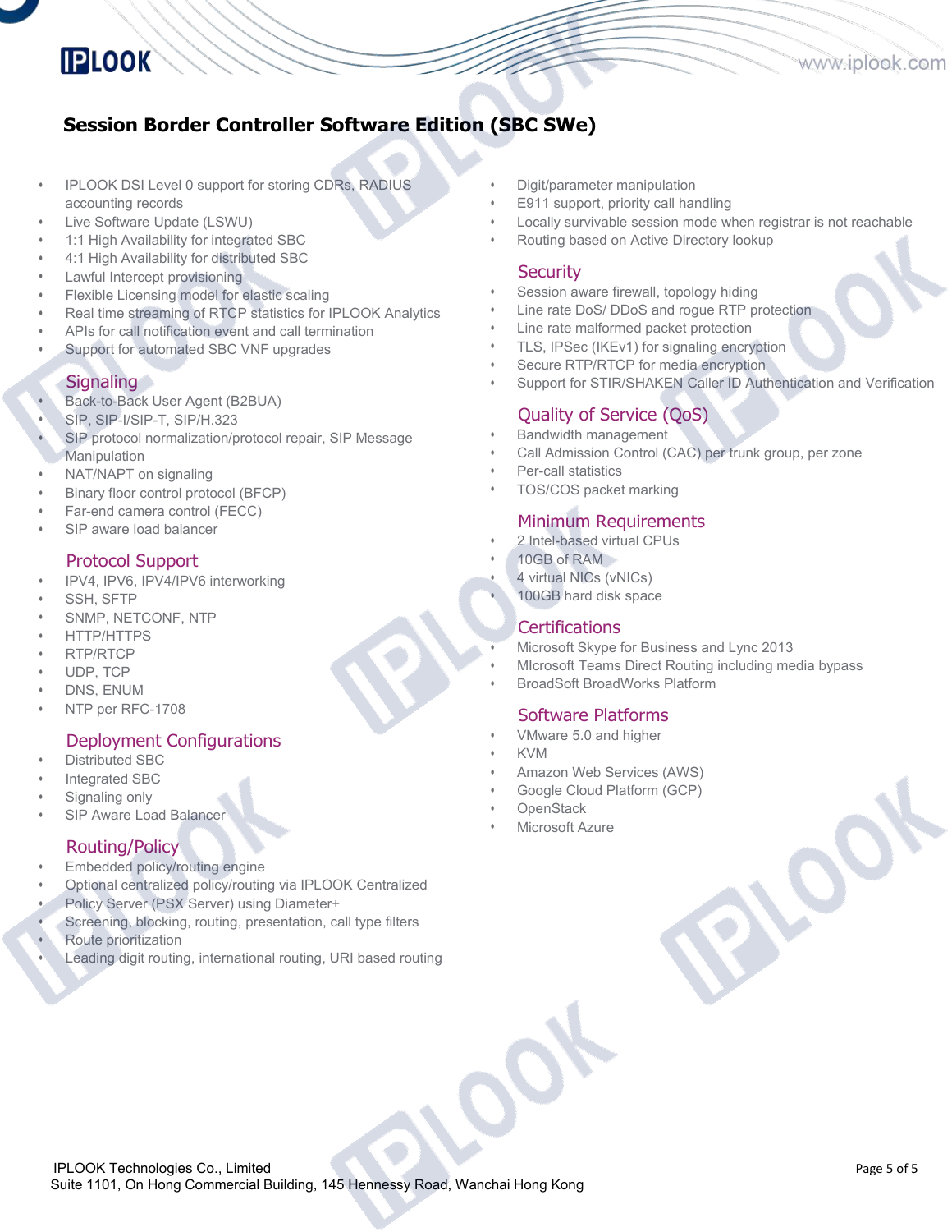## Session Border Controller Software Edition (SBC SWe)

- IPLOOK DSI Level 0 support for storing CDRs, RADIUS accounting records
- Live Software Update (LSWU)
- 1:1 High Availability for integrated SBC
- 4:1 High Availability for distributed SBC
- Lawful Intercept provisioning
- Flexible Licensing model for elastic scaling
- Real time streaming of RTCP statistics for IPLOOK Analytics
- APIs for call notification event and call termination
- Support for automated SBC VNF upgrades

### Signaling

- Back-to-Back User Agent (B2BUA)
- SIP, SIP-I/SIP-T, SIP/H.323
- SIP protocol normalization/protocol repair, SIP Message Manipulation
- NAT/NAPT on signaling
- Binary floor control protocol (BFCP)
- Far-end camera control (FECC)
- SIP aware load balancer

### Protocol Support

- IPV4, IPV6, IPV4/IPV6 interworking
- SSH, SFTP
- SNMP, NETCONF, NTP
- HTTP/HTTPS
- RTP/RTCP
- UDP, TCP
- DNS, ENUM
- NTP per RFC-1708

### Deployment Configurations

- Distributed SBC
- Integrated SBC
- Signaling only
- SIP Aware Load Balancer

### Routing/Policy

- Embedded policy/routing engine
- Optional centralized policy/routing via IPLOOK Centralized
- Policy Server (PSX Server) using Diameter+
- Screening, blocking, routing, presentation, call type filters
- Route prioritization
- Leading digit routing, international routing, URI based routing
- Digit/parameter manipulation
- E911 support, priority call handling
- Locally survivable session mode when registrar is not reachable
- Routing based on Active Directory lookup

### Security

- Session aware firewall, topology hiding
- Line rate DoS/ DDoS and rogue RTP protection
- Line rate malformed packet protection
- TLS, IPSec (IKEv1) for signaling encryption
- Secure RTP/RTCP for media encryption
- Support for STIR/SHAKEN Caller ID Authentication and Verification

### Quality of Service (QoS)

- Bandwidth management
- Call Admission Control (CAC) per trunk group, per zone
- Per-call statistics
- TOS/COS packet marking

### Minimum Requirements

- 2 Intel-based virtual CPUs
- 10GB of RAM
- 4 virtual NICs (vNICs)
- 100GB hard disk space

### Certifications

- Microsoft Skype for Business and Lync 2013
- MIcrosoft Teams Direct Routing including media bypass
- BroadSoft BroadWorks Platform

### Software Platforms

- VMware 5.0 and higher
- KVM
- Amazon Web Services (AWS)
- Google Cloud Platform (GCP)
- OpenStack
- Microsoft Azure

IPLOOK Technologies Co., Limited
Suite 1101, On Hong Commercial Building, 145 Hennessy Road, Wanchai Hong Kong